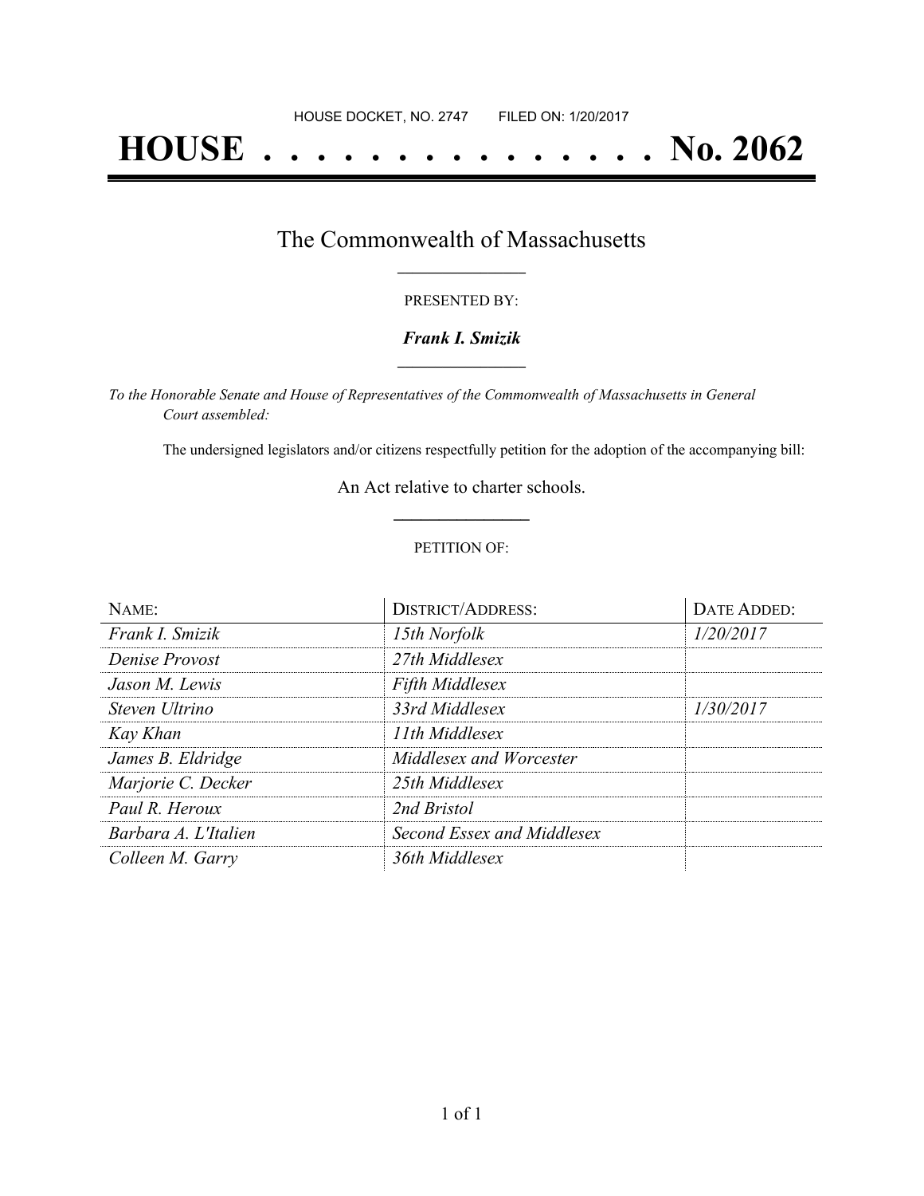HOUSE DOCKET, NO. 2747        FILED ON: 1/20/2017

# HOUSE . . . . . . . . . . . . . . . No. 2062

## The Commonwealth of Massachusetts

PRESENTED BY:

***Frank I. Smizik***

*To the Honorable Senate and House of Representatives of the Commonwealth of Massachusetts in General Court assembled:*

The undersigned legislators and/or citizens respectfully petition for the adoption of the accompanying bill:

An Act relative to charter schools.

PETITION OF:

| NAME: | DISTRICT/ADDRESS: | DATE ADDED: |
|---|---|---|
| *Frank I. Smizik* | *15th Norfolk* | *1/20/2017* |
| *Denise Provost* | *27th Middlesex* | |
| *Jason M. Lewis* | *Fifth Middlesex* | |
| *Steven Ultrino* | *33rd Middlesex* | *1/30/2017* |
| *Kay Khan* | *11th Middlesex* | |
| *James B. Eldridge* | *Middlesex and Worcester* | |
| *Marjorie C. Decker* | *25th Middlesex* | |
| *Paul R. Heroux* | *2nd Bristol* | |
| *Barbara A. L'Italien* | *Second Essex and Middlesex* | |
| *Colleen M. Garry* | *36th Middlesex* | |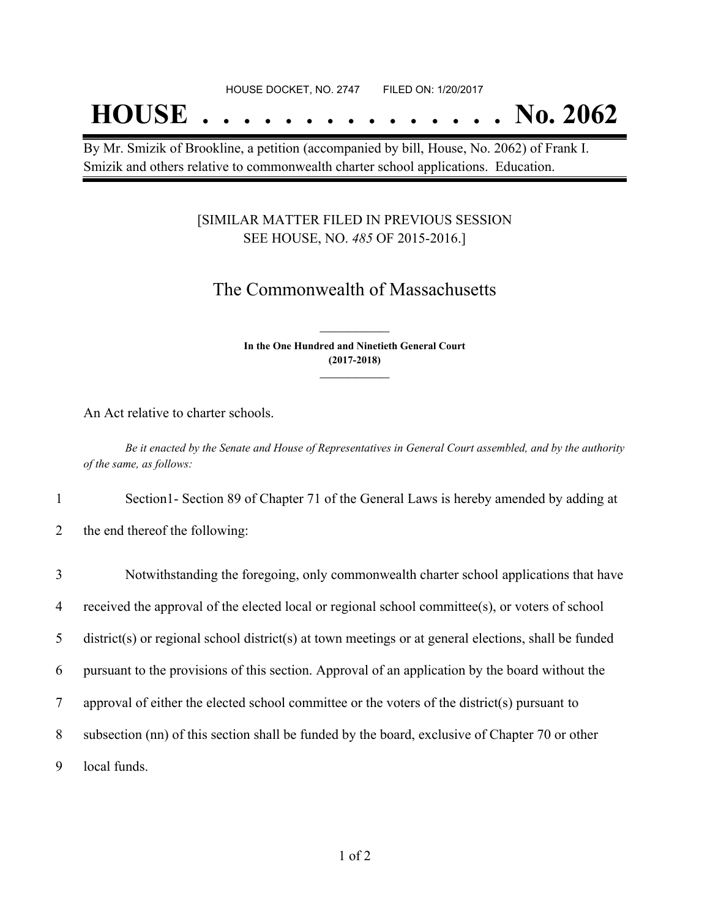HOUSE DOCKET, NO. 2747 FILED ON: 1/20/2017

# HOUSE . . . . . . . . . . . . . . . No. 2062

By Mr. Smizik of Brookline, a petition (accompanied by bill, House, No. 2062) of Frank I. Smizik and others relative to commonwealth charter school applications. Education.

[SIMILAR MATTER FILED IN PREVIOUS SESSION SEE HOUSE, NO. *485* OF 2015-2016.]

## The Commonwealth of Massachusetts

**In the One Hundred and Ninetieth General Court (2017-2018)**

An Act relative to charter schools.

*Be it enacted by the Senate and House of Representatives in General Court assembled, and by the authority of the same, as follows:*

1 Section1- Section 89 of Chapter 71 of the General Laws is hereby amended by adding at
2 the end thereof the following:

3 Notwithstanding the foregoing, only commonwealth charter school applications that have
4 received the approval of the elected local or regional school committee(s), or voters of school
5 district(s) or regional school district(s) at town meetings or at general elections, shall be funded
6 pursuant to the provisions of this section. Approval of an application by the board without the
7 approval of either the elected school committee or the voters of the district(s) pursuant to
8 subsection (nn) of this section shall be funded by the board, exclusive of Chapter 70 or other
9 local funds.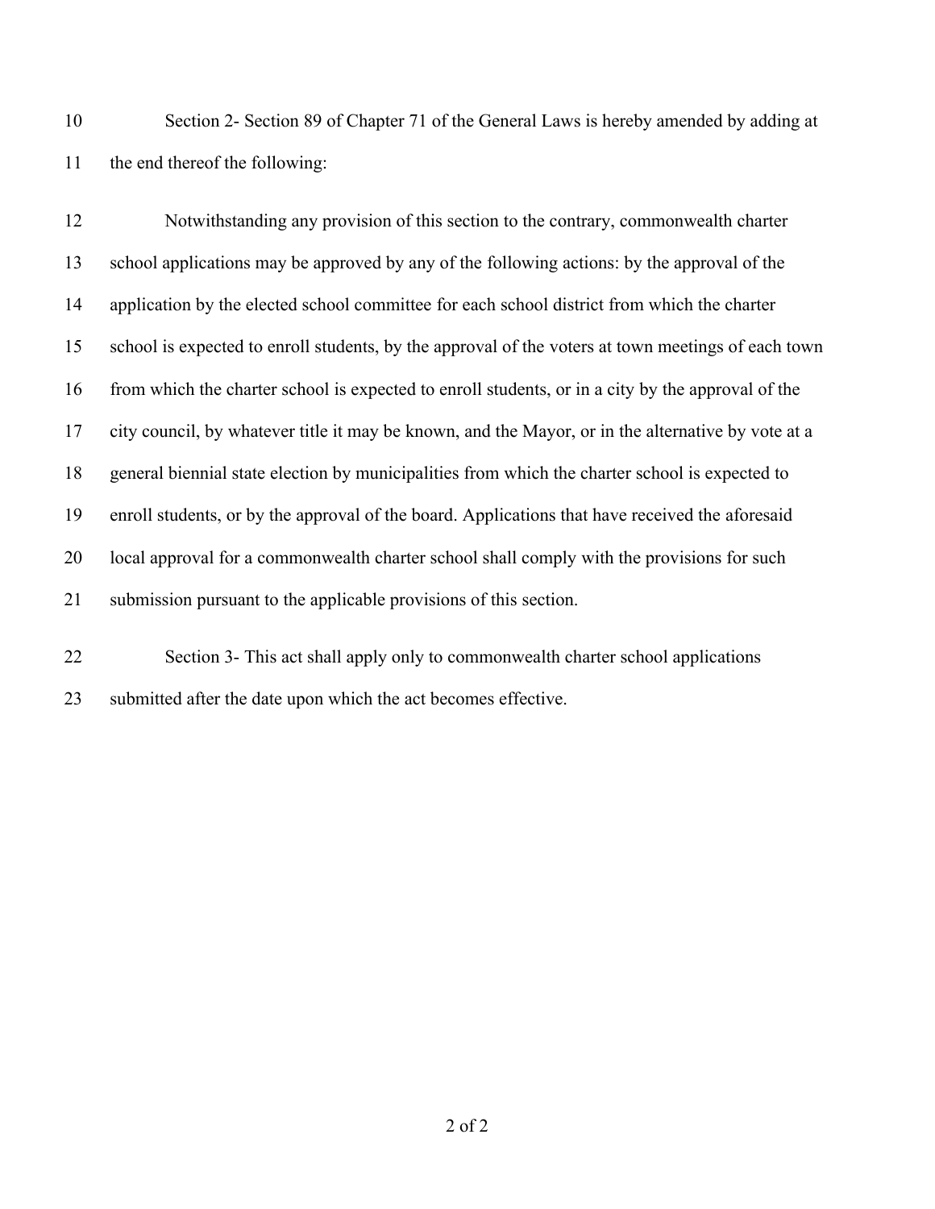Section 2- Section 89 of Chapter 71 of the General Laws is hereby amended by adding at the end thereof the following:

Notwithstanding any provision of this section to the contrary, commonwealth charter school applications may be approved by any of the following actions: by the approval of the application by the elected school committee for each school district from which the charter school is expected to enroll students, by the approval of the voters at town meetings of each town from which the charter school is expected to enroll students, or in a city by the approval of the city council, by whatever title it may be known, and the Mayor, or in the alternative by vote at a general biennial state election by municipalities from which the charter school is expected to enroll students, or by the approval of the board. Applications that have received the aforesaid local approval for a commonwealth charter school shall comply with the provisions for such submission pursuant to the applicable provisions of this section.

Section 3- This act shall apply only to commonwealth charter school applications submitted after the date upon which the act becomes effective.